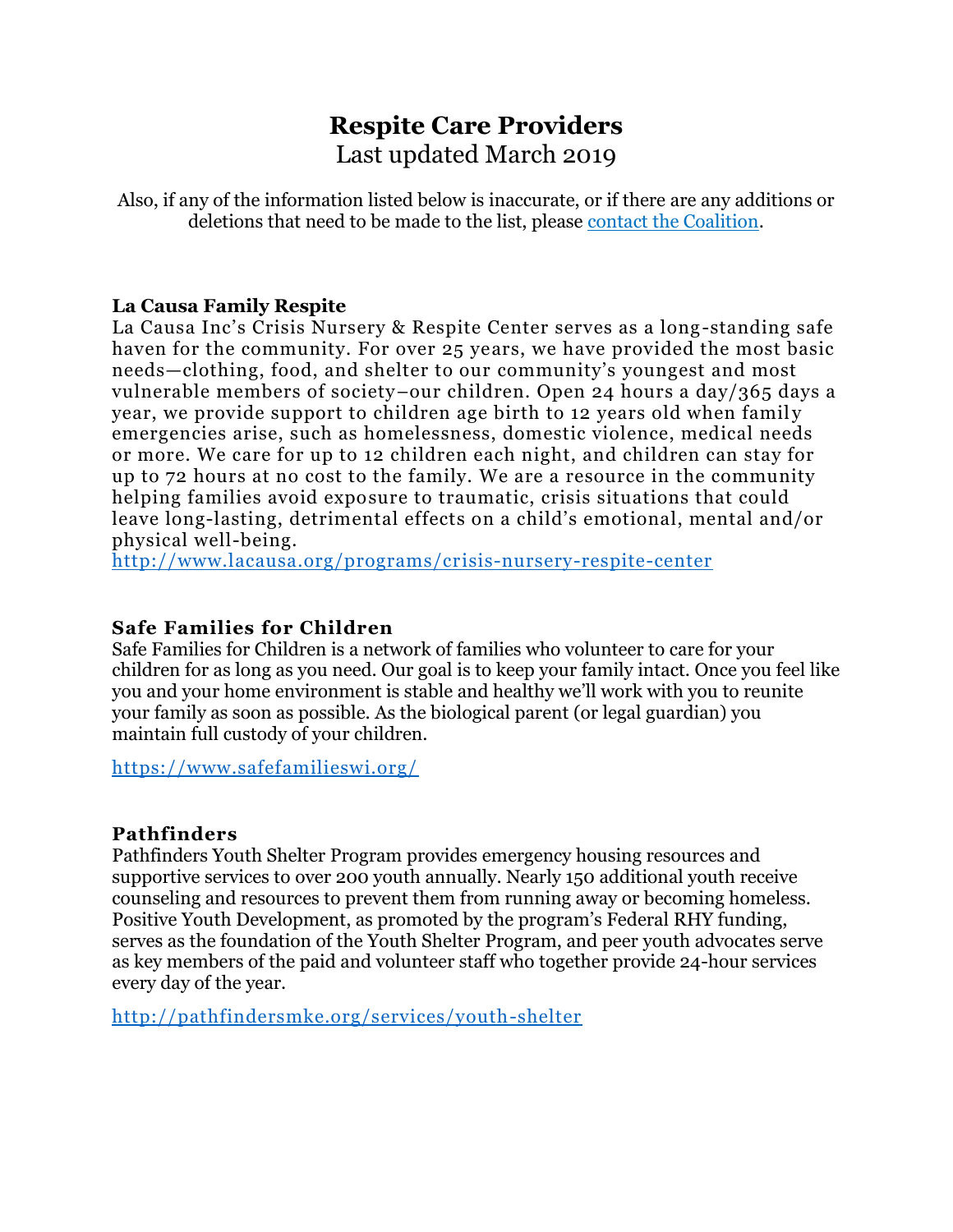# Respite Care Providers

Last updated March 2019

Also, if any of the information listed below is inaccurate, or if there are any additions or deletions that need to be made to the list, please [contact the Coalition](contact the Coalition).

### La Causa Family Respite

La Causa Inc's Crisis Nursery & Respite Center serves as a long-standing safe haven for the community. For over 25 years, we have provided the most basic needs—clothing, food, and shelter to our community's youngest and most vulnerable members of society–our children. Open 24 hours a day/365 days a year, we provide support to children age birth to 12 years old when family emergencies arise, such as homelessness, domestic violence, medical needs or more. We care for up to 12 children each night, and children can stay for up to 72 hours at no cost to the family. We are a resource in the community helping families avoid exposure to traumatic, crisis situations that could leave long-lasting, detrimental effects on a child's emotional, mental and/or physical well-being.

http://www.lacausa.org/programs/crisis-nursery-respite-center

### Safe Families for Children

Safe Families for Children is a network of families who volunteer to care for your children for as long as you need. Our goal is to keep your family intact. Once you feel like you and your home environment is stable and healthy we'll work with you to reunite your family as soon as possible. As the biological parent (or legal guardian) you maintain full custody of your children.

https://www.safefamilieswi.org/

### Pathfinders

Pathfinders Youth Shelter Program provides emergency housing resources and supportive services to over 200 youth annually. Nearly 150 additional youth receive counseling and resources to prevent them from running away or becoming homeless. Positive Youth Development, as promoted by the program's Federal RHY funding, serves as the foundation of the Youth Shelter Program, and peer youth advocates serve as key members of the paid and volunteer staff who together provide 24-hour services every day of the year.

http://pathfindersmke.org/services/youth-shelter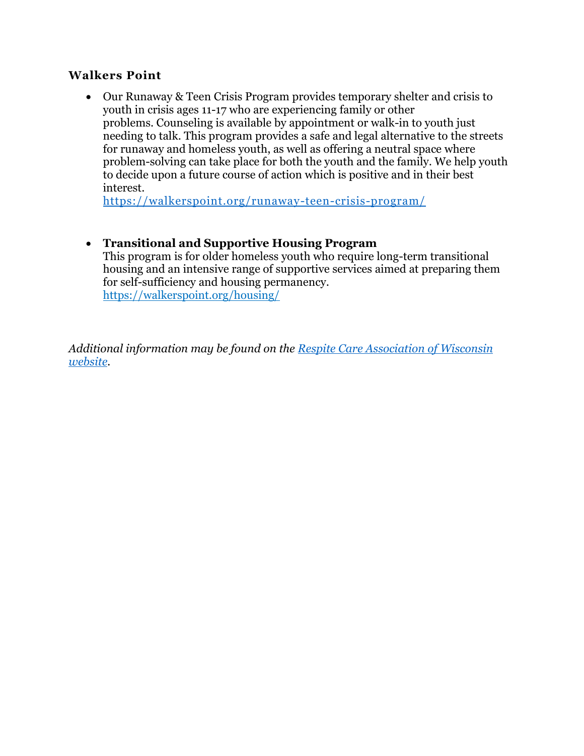### Walkers Point

- Our Runaway & Teen Crisis Program provides temporary shelter and crisis to youth in crisis ages 11-17 who are experiencing family or other problems. Counseling is available by appointment or walk-in to youth just needing to talk. This program provides a safe and legal alternative to the streets for runaway and homeless youth, as well as offering a neutral space where problem-solving can take place for both the youth and the family. We help youth to decide upon a future course of action which is positive and in their best interest.
  https://walkerspoint.org/runaway-teen-crisis-program/

- **Transitional and Supportive Housing Program**
  This program is for older homeless youth who require long-term transitional housing and an intensive range of supportive services aimed at preparing them for self-sufficiency and housing permanency.
  https://walkerspoint.org/housing/

*Additional information may be found on the Respite Care Association of Wisconsin website.*